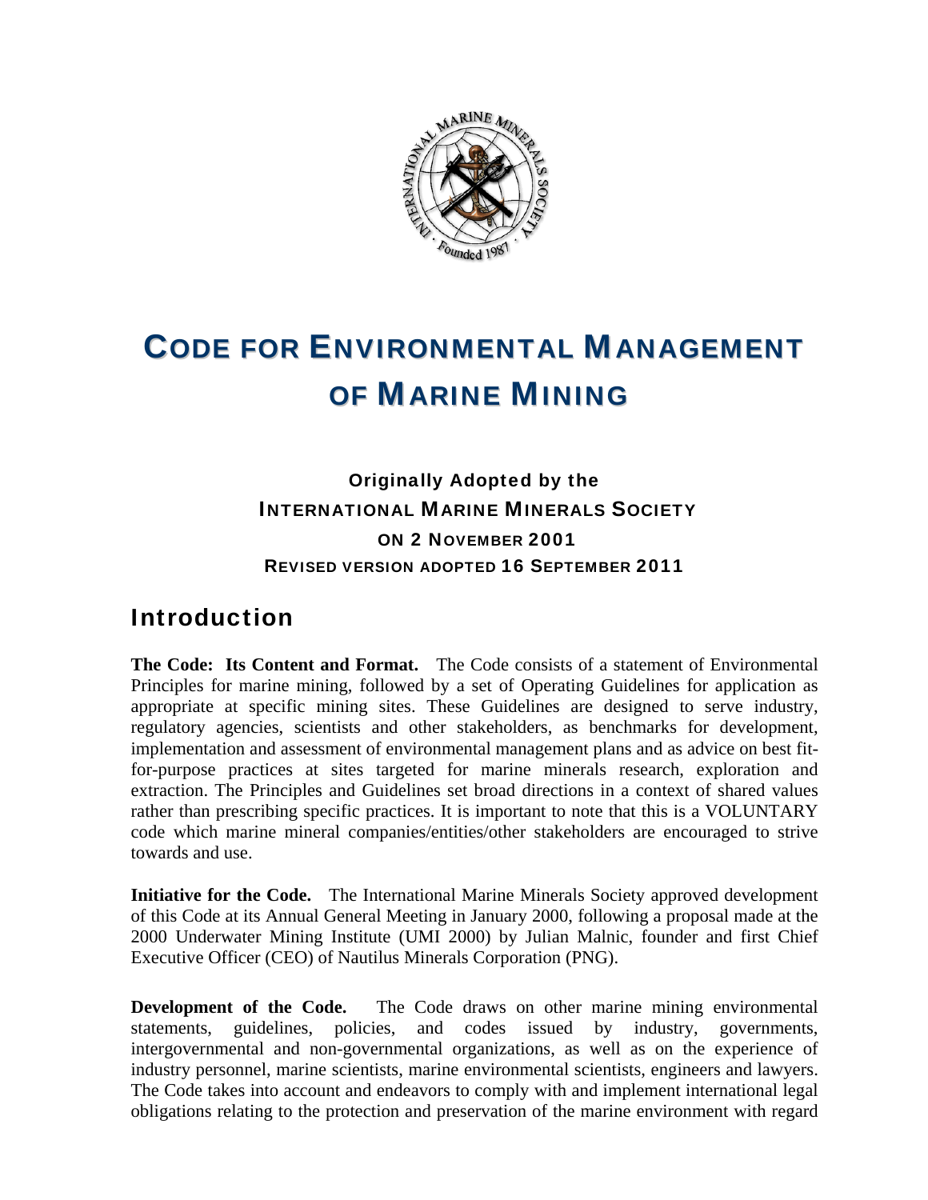# CODE FOR ENVIRONMENTAL MANAGEMENT OF MARINE MINING

### Originally Adopted by the INTERNATIONAL MARINE MINERALS SOCIETY ON 2 NOVEMBER 2001

### REVISED VERSION ADOPTED 16 SEPTEMBER 2011

## Introduction

**The Code: Its Content and Format.** The Code consists of a statement of Environmental Principles for marine mining, followed by a set of Operating Guidelines for application as appropriate at specific mining sites. These Guidelines are designed to serve industry, regulatory agencies, scientists and other stakeholders, as benchmarks for development, implementation and assessment of environmental management plans and as advice on best fit-for-purpose practices at sites targeted for marine minerals research, exploration and extraction. The Principles and Guidelines set broad directions in a context of shared values rather than prescribing specific practices. It is important to note that this is a VOLUNTARY code which marine mineral companies/entities/other stakeholders are encouraged to strive towards and use.

**Initiative for the Code.** The International Marine Minerals Society approved development of this Code at its Annual General Meeting in January 2000, following a proposal made at the 2000 Underwater Mining Institute (UMI 2000) by Julian Malnic, founder and first Chief Executive Officer (CEO) of Nautilus Minerals Corporation (PNG).

**Development of the Code.** The Code draws on other marine mining environmental statements, guidelines, policies, and codes issued by industry, governments, intergovernmental and non-governmental organizations, as well as on the experience of industry personnel, marine scientists, marine environmental scientists, engineers and lawyers. The Code takes into account and endeavors to comply with and implement international legal obligations relating to the protection and preservation of the marine environment with regard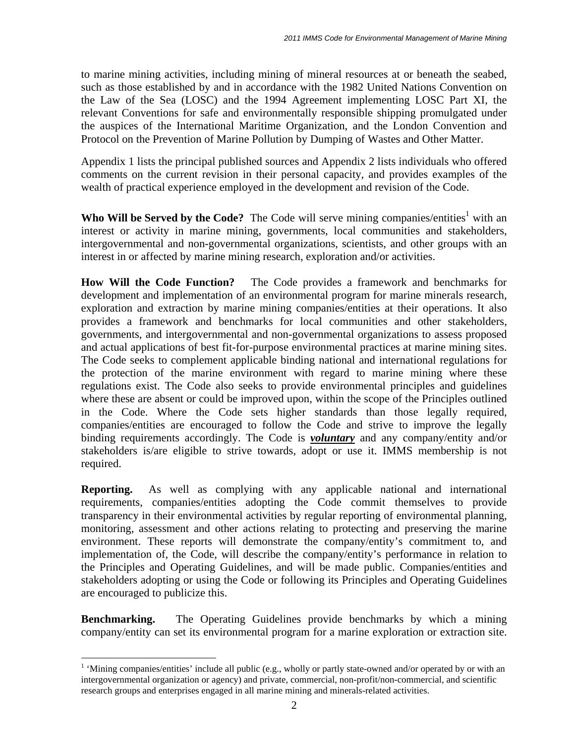to marine mining activities, including mining of mineral resources at or beneath the seabed, such as those established by and in accordance with the 1982 United Nations Convention on the Law of the Sea (LOSC) and the 1994 Agreement implementing LOSC Part XI, the relevant Conventions for safe and environmentally responsible shipping promulgated under the auspices of the International Maritime Organization, and the London Convention and Protocol on the Prevention of Marine Pollution by Dumping of Wastes and Other Matter.

Appendix 1 lists the principal published sources and Appendix 2 lists individuals who offered comments on the current revision in their personal capacity, and provides examples of the wealth of practical experience employed in the development and revision of the Code.

**Who Will be Served by the Code?** The Code will serve mining companies/entities[1] with an interest or activity in marine mining, governments, local communities and stakeholders, intergovernmental and non-governmental organizations, scientists, and other groups with an interest in or affected by marine mining research, exploration and/or activities.

**How Will the Code Function?** The Code provides a framework and benchmarks for development and implementation of an environmental program for marine minerals research, exploration and extraction by marine mining companies/entities at their operations. It also provides a framework and benchmarks for local communities and other stakeholders, governments, and intergovernmental and non-governmental organizations to assess proposed and actual applications of best fit-for-purpose environmental practices at marine mining sites. The Code seeks to complement applicable binding national and international regulations for the protection of the marine environment with regard to marine mining where these regulations exist. The Code also seeks to provide environmental principles and guidelines where these are absent or could be improved upon, within the scope of the Principles outlined in the Code. Where the Code sets higher standards than those legally required, companies/entities are encouraged to follow the Code and strive to improve the legally binding requirements accordingly. The Code is ***voluntary*** and any company/entity and/or stakeholders is/are eligible to strive towards, adopt or use it. IMMS membership is not required.

**Reporting.** As well as complying with any applicable national and international requirements, companies/entities adopting the Code commit themselves to provide transparency in their environmental activities by regular reporting of environmental planning, monitoring, assessment and other actions relating to protecting and preserving the marine environment. These reports will demonstrate the company/entity's commitment to, and implementation of, the Code, will describe the company/entity's performance in relation to the Principles and Operating Guidelines, and will be made public. Companies/entities and stakeholders adopting or using the Code or following its Principles and Operating Guidelines are encouraged to publicize this.

**Benchmarking.** The Operating Guidelines provide benchmarks by which a mining company/entity can set its environmental program for a marine exploration or extraction site.

[1] 'Mining companies/entities' include all public (e.g., wholly or partly state-owned and/or operated by or with an intergovernmental organization or agency) and private, commercial, non-profit/non-commercial, and scientific research groups and enterprises engaged in all marine mining and minerals-related activities.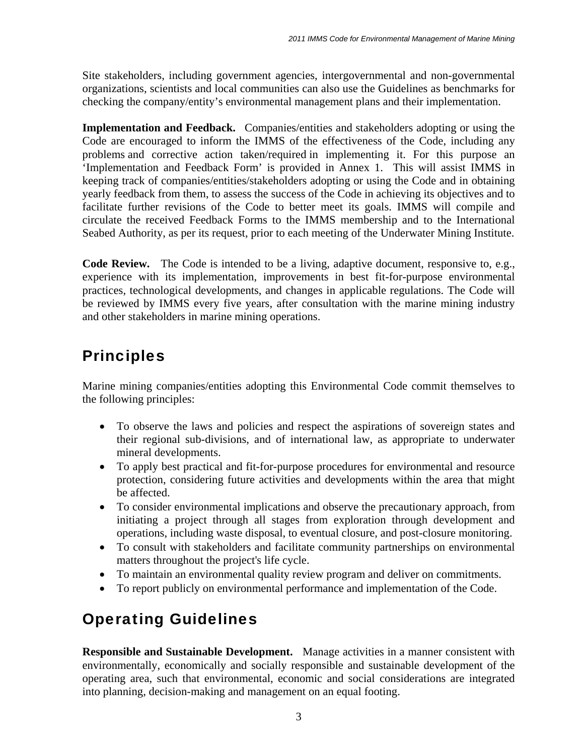Site stakeholders, including government agencies, intergovernmental and non-governmental organizations, scientists and local communities can also use the Guidelines as benchmarks for checking the company/entity's environmental management plans and their implementation.

**Implementation and Feedback.** Companies/entities and stakeholders adopting or using the Code are encouraged to inform the IMMS of the effectiveness of the Code, including any problems and corrective action taken/required in implementing it. For this purpose an 'Implementation and Feedback Form' is provided in Annex 1. This will assist IMMS in keeping track of companies/entities/stakeholders adopting or using the Code and in obtaining yearly feedback from them, to assess the success of the Code in achieving its objectives and to facilitate further revisions of the Code to better meet its goals. IMMS will compile and circulate the received Feedback Forms to the IMMS membership and to the International Seabed Authority, as per its request, prior to each meeting of the Underwater Mining Institute.

**Code Review.** The Code is intended to be a living, adaptive document, responsive to, e.g., experience with its implementation, improvements in best fit-for-purpose environmental practices, technological developments, and changes in applicable regulations. The Code will be reviewed by IMMS every five years, after consultation with the marine mining industry and other stakeholders in marine mining operations.

## Principles

Marine mining companies/entities adopting this Environmental Code commit themselves to the following principles:

- To observe the laws and policies and respect the aspirations of sovereign states and their regional sub-divisions, and of international law, as appropriate to underwater mineral developments.
- To apply best practical and fit-for-purpose procedures for environmental and resource protection, considering future activities and developments within the area that might be affected.
- To consider environmental implications and observe the precautionary approach, from initiating a project through all stages from exploration through development and operations, including waste disposal, to eventual closure, and post-closure monitoring.
- To consult with stakeholders and facilitate community partnerships on environmental matters throughout the project's life cycle.
- To maintain an environmental quality review program and deliver on commitments.
- To report publicly on environmental performance and implementation of the Code.

## Operating Guidelines

**Responsible and Sustainable Development.** Manage activities in a manner consistent with environmentally, economically and socially responsible and sustainable development of the operating area, such that environmental, economic and social considerations are integrated into planning, decision-making and management on an equal footing.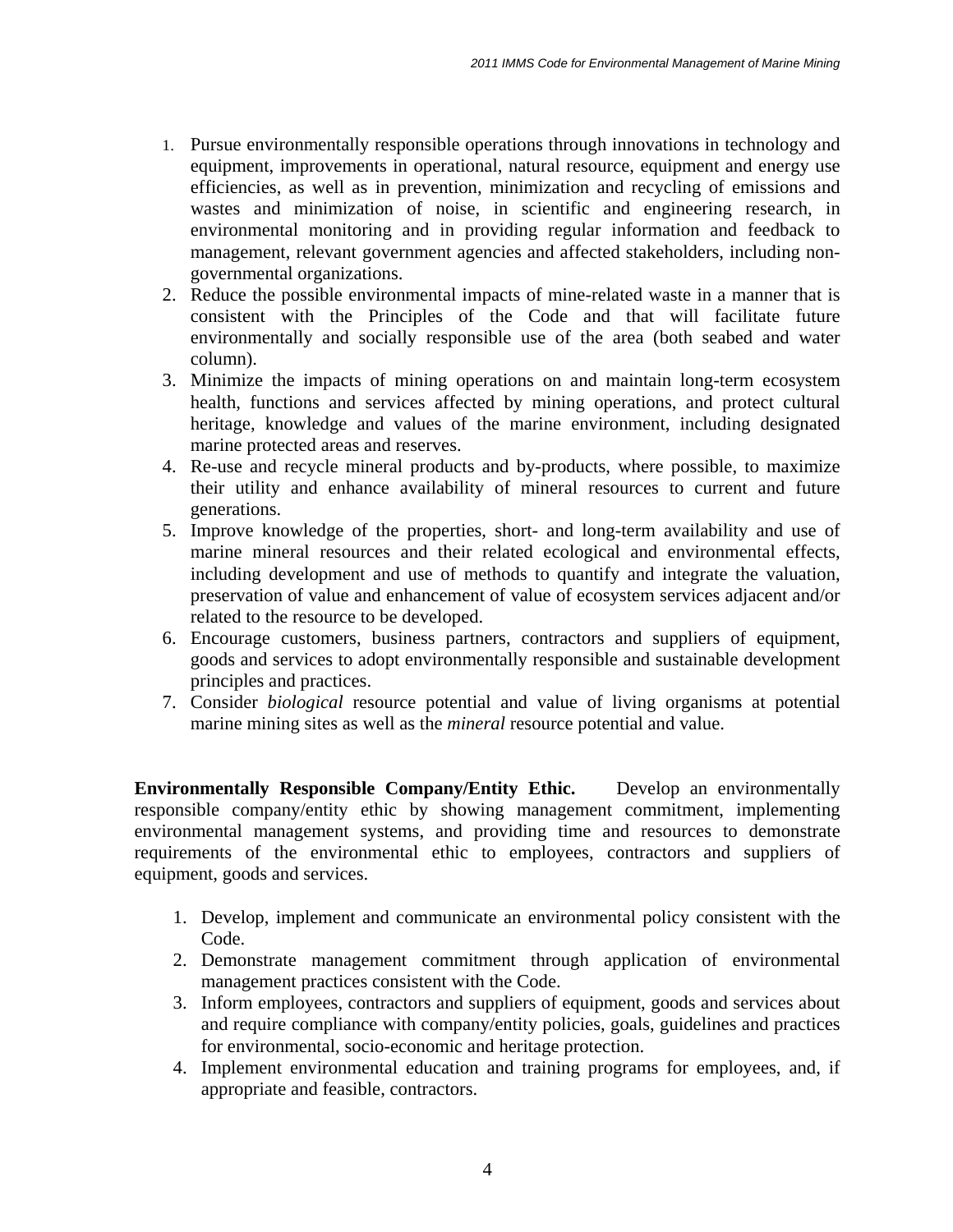1. Pursue environmentally responsible operations through innovations in technology and equipment, improvements in operational, natural resource, equipment and energy use efficiencies, as well as in prevention, minimization and recycling of emissions and wastes and minimization of noise, in scientific and engineering research, in environmental monitoring and in providing regular information and feedback to management, relevant government agencies and affected stakeholders, including non-governmental organizations.
2. Reduce the possible environmental impacts of mine-related waste in a manner that is consistent with the Principles of the Code and that will facilitate future environmentally and socially responsible use of the area (both seabed and water column).
3. Minimize the impacts of mining operations on and maintain long-term ecosystem health, functions and services affected by mining operations, and protect cultural heritage, knowledge and values of the marine environment, including designated marine protected areas and reserves.
4. Re-use and recycle mineral products and by-products, where possible, to maximize their utility and enhance availability of mineral resources to current and future generations.
5. Improve knowledge of the properties, short- and long-term availability and use of marine mineral resources and their related ecological and environmental effects, including development and use of methods to quantify and integrate the valuation, preservation of value and enhancement of value of ecosystem services adjacent and/or related to the resource to be developed.
6. Encourage customers, business partners, contractors and suppliers of equipment, goods and services to adopt environmentally responsible and sustainable development principles and practices.
7. Consider *biological* resource potential and value of living organisms at potential marine mining sites as well as the *mineral* resource potential and value.

**Environmentally Responsible Company/Entity Ethic.** Develop an environmentally responsible company/entity ethic by showing management commitment, implementing environmental management systems, and providing time and resources to demonstrate requirements of the environmental ethic to employees, contractors and suppliers of equipment, goods and services.

1. Develop, implement and communicate an environmental policy consistent with the Code.
2. Demonstrate management commitment through application of environmental management practices consistent with the Code.
3. Inform employees, contractors and suppliers of equipment, goods and services about and require compliance with company/entity policies, goals, guidelines and practices for environmental, socio-economic and heritage protection.
4. Implement environmental education and training programs for employees, and, if appropriate and feasible, contractors.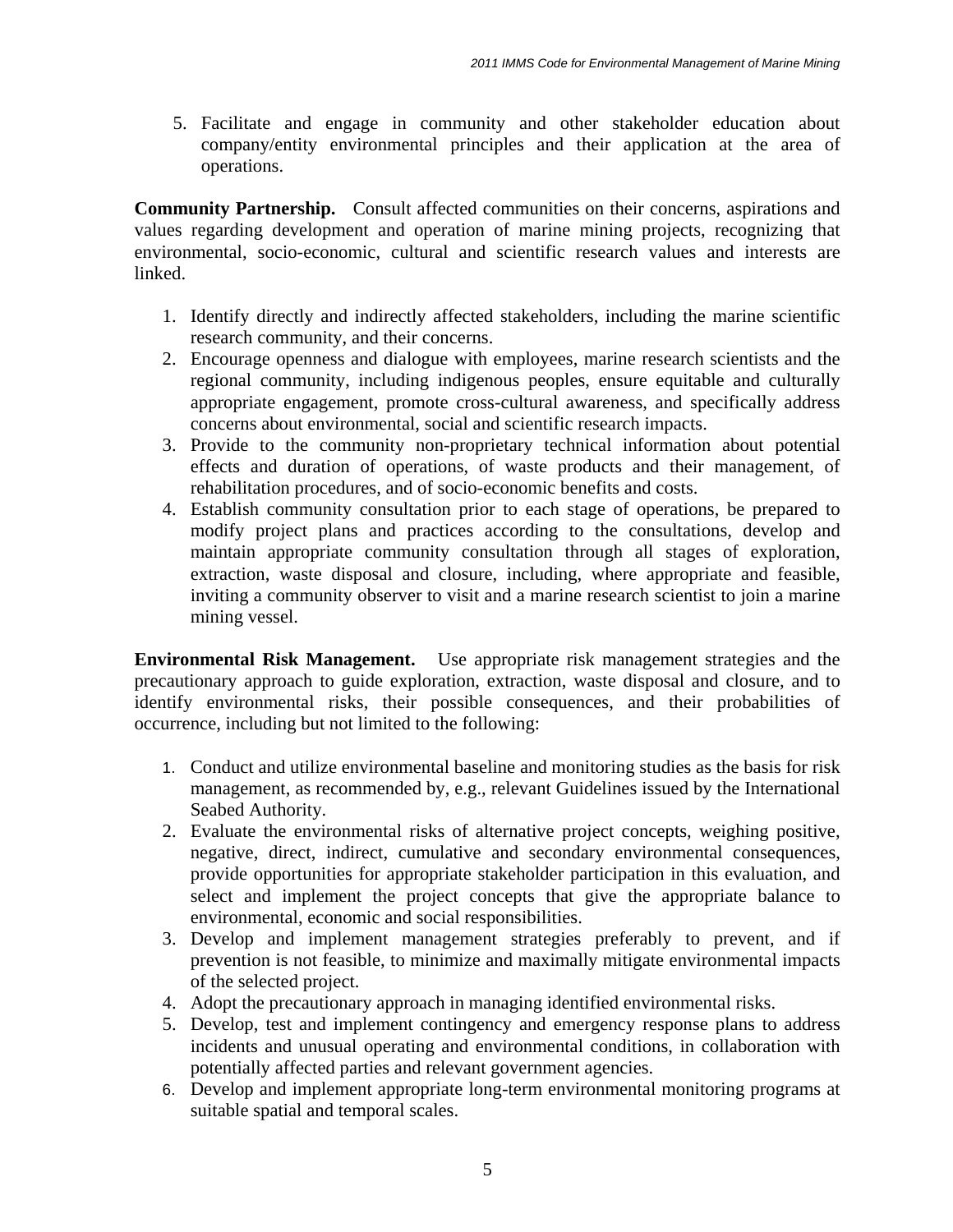5. Facilitate and engage in community and other stakeholder education about company/entity environmental principles and their application at the area of operations.

**Community Partnership.** Consult affected communities on their concerns, aspirations and values regarding development and operation of marine mining projects, recognizing that environmental, socio-economic, cultural and scientific research values and interests are linked.

1. Identify directly and indirectly affected stakeholders, including the marine scientific research community, and their concerns.
2. Encourage openness and dialogue with employees, marine research scientists and the regional community, including indigenous peoples, ensure equitable and culturally appropriate engagement, promote cross-cultural awareness, and specifically address concerns about environmental, social and scientific research impacts.
3. Provide to the community non-proprietary technical information about potential effects and duration of operations, of waste products and their management, of rehabilitation procedures, and of socio-economic benefits and costs.
4. Establish community consultation prior to each stage of operations, be prepared to modify project plans and practices according to the consultations, develop and maintain appropriate community consultation through all stages of exploration, extraction, waste disposal and closure, including, where appropriate and feasible, inviting a community observer to visit and a marine research scientist to join a marine mining vessel.

**Environmental Risk Management.** Use appropriate risk management strategies and the precautionary approach to guide exploration, extraction, waste disposal and closure, and to identify environmental risks, their possible consequences, and their probabilities of occurrence, including but not limited to the following:

1. Conduct and utilize environmental baseline and monitoring studies as the basis for risk management, as recommended by, e.g., relevant Guidelines issued by the International Seabed Authority.
2. Evaluate the environmental risks of alternative project concepts, weighing positive, negative, direct, indirect, cumulative and secondary environmental consequences, provide opportunities for appropriate stakeholder participation in this evaluation, and select and implement the project concepts that give the appropriate balance to environmental, economic and social responsibilities.
3. Develop and implement management strategies preferably to prevent, and if prevention is not feasible, to minimize and maximally mitigate environmental impacts of the selected project.
4. Adopt the precautionary approach in managing identified environmental risks.
5. Develop, test and implement contingency and emergency response plans to address incidents and unusual operating and environmental conditions, in collaboration with potentially affected parties and relevant government agencies.
6. Develop and implement appropriate long-term environmental monitoring programs at suitable spatial and temporal scales.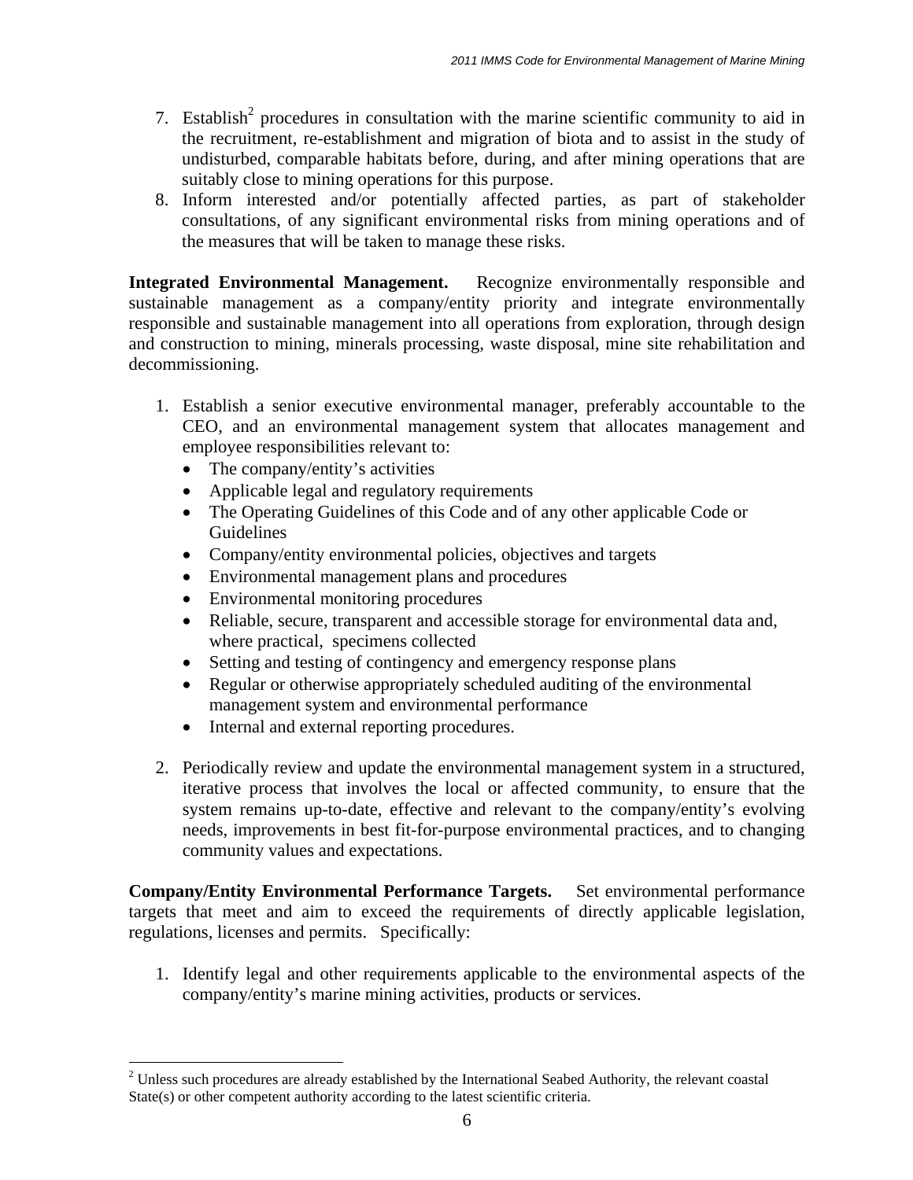7. Establish[2] procedures in consultation with the marine scientific community to aid in the recruitment, re-establishment and migration of biota and to assist in the study of undisturbed, comparable habitats before, during, and after mining operations that are suitably close to mining operations for this purpose.
8. Inform interested and/or potentially affected parties, as part of stakeholder consultations, of any significant environmental risks from mining operations and of the measures that will be taken to manage these risks.

**Integrated Environmental Management.** Recognize environmentally responsible and sustainable management as a company/entity priority and integrate environmentally responsible and sustainable management into all operations from exploration, through design and construction to mining, minerals processing, waste disposal, mine site rehabilitation and decommissioning.

1. Establish a senior executive environmental manager, preferably accountable to the CEO, and an environmental management system that allocates management and employee responsibilities relevant to:
   - The company/entity's activities
   - Applicable legal and regulatory requirements
   - The Operating Guidelines of this Code and of any other applicable Code or Guidelines
   - Company/entity environmental policies, objectives and targets
   - Environmental management plans and procedures
   - Environmental monitoring procedures
   - Reliable, secure, transparent and accessible storage for environmental data and, where practical, specimens collected
   - Setting and testing of contingency and emergency response plans
   - Regular or otherwise appropriately scheduled auditing of the environmental management system and environmental performance
   - Internal and external reporting procedures.
2. Periodically review and update the environmental management system in a structured, iterative process that involves the local or affected community, to ensure that the system remains up-to-date, effective and relevant to the company/entity's evolving needs, improvements in best fit-for-purpose environmental practices, and to changing community values and expectations.

**Company/Entity Environmental Performance Targets.** Set environmental performance targets that meet and aim to exceed the requirements of directly applicable legislation, regulations, licenses and permits. Specifically:

1. Identify legal and other requirements applicable to the environmental aspects of the company/entity's marine mining activities, products or services.

---

[2] Unless such procedures are already established by the International Seabed Authority, the relevant coastal State(s) or other competent authority according to the latest scientific criteria.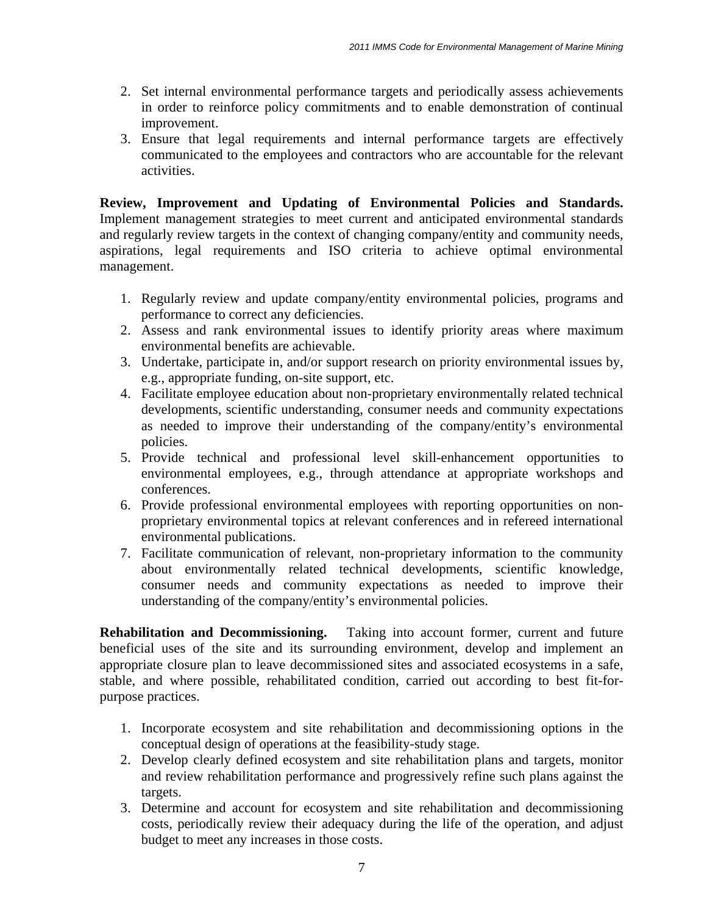2. Set internal environmental performance targets and periodically assess achievements in order to reinforce policy commitments and to enable demonstration of continual improvement.
3. Ensure that legal requirements and internal performance targets are effectively communicated to the employees and contractors who are accountable for the relevant activities.

**Review, Improvement and Updating of Environmental Policies and Standards.** Implement management strategies to meet current and anticipated environmental standards and regularly review targets in the context of changing company/entity and community needs, aspirations, legal requirements and ISO criteria to achieve optimal environmental management.

1. Regularly review and update company/entity environmental policies, programs and performance to correct any deficiencies.
2. Assess and rank environmental issues to identify priority areas where maximum environmental benefits are achievable.
3. Undertake, participate in, and/or support research on priority environmental issues by, e.g., appropriate funding, on-site support, etc.
4. Facilitate employee education about non-proprietary environmentally related technical developments, scientific understanding, consumer needs and community expectations as needed to improve their understanding of the company/entity's environmental policies.
5. Provide technical and professional level skill-enhancement opportunities to environmental employees, e.g., through attendance at appropriate workshops and conferences.
6. Provide professional environmental employees with reporting opportunities on non-proprietary environmental topics at relevant conferences and in refereed international environmental publications.
7. Facilitate communication of relevant, non-proprietary information to the community about environmentally related technical developments, scientific knowledge, consumer needs and community expectations as needed to improve their understanding of the company/entity's environmental policies.

**Rehabilitation and Decommissioning.** Taking into account former, current and future beneficial uses of the site and its surrounding environment, develop and implement an appropriate closure plan to leave decommissioned sites and associated ecosystems in a safe, stable, and where possible, rehabilitated condition, carried out according to best fit-for-purpose practices.

1. Incorporate ecosystem and site rehabilitation and decommissioning options in the conceptual design of operations at the feasibility-study stage.
2. Develop clearly defined ecosystem and site rehabilitation plans and targets, monitor and review rehabilitation performance and progressively refine such plans against the targets.
3. Determine and account for ecosystem and site rehabilitation and decommissioning costs, periodically review their adequacy during the life of the operation, and adjust budget to meet any increases in those costs.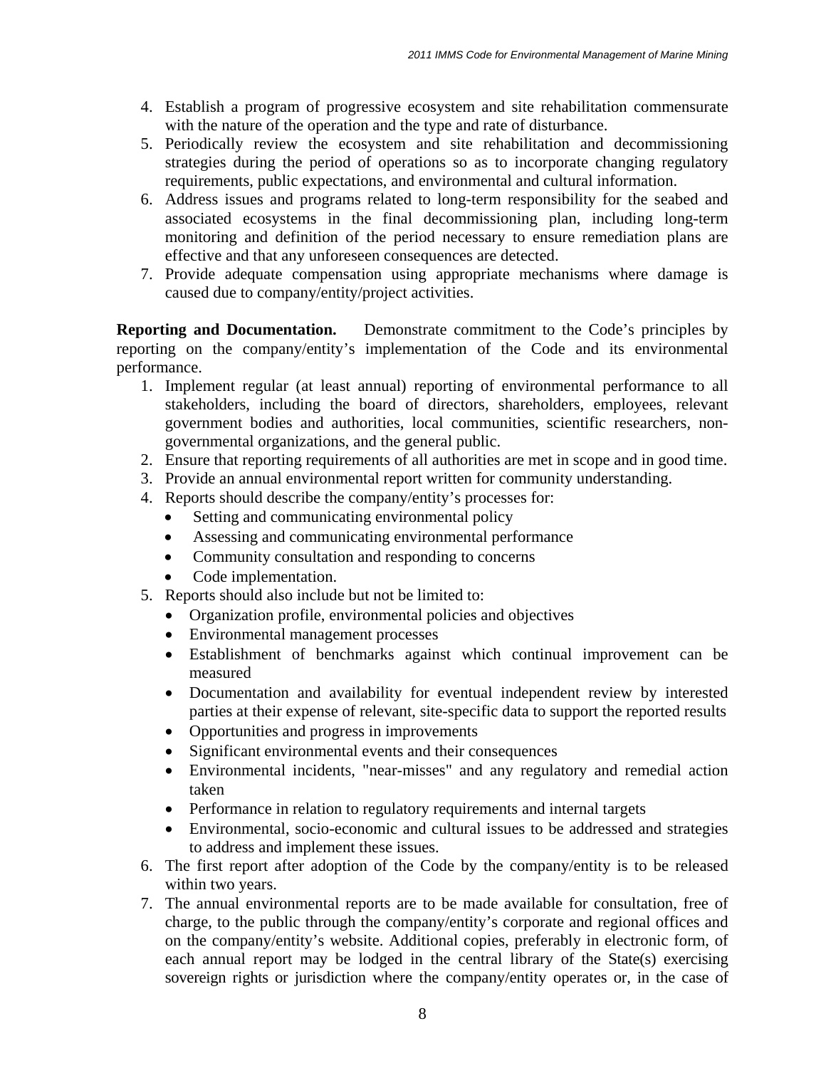4. Establish a program of progressive ecosystem and site rehabilitation commensurate with the nature of the operation and the type and rate of disturbance.
5. Periodically review the ecosystem and site rehabilitation and decommissioning strategies during the period of operations so as to incorporate changing regulatory requirements, public expectations, and environmental and cultural information.
6. Address issues and programs related to long-term responsibility for the seabed and associated ecosystems in the final decommissioning plan, including long-term monitoring and definition of the period necessary to ensure remediation plans are effective and that any unforeseen consequences are detected.
7. Provide adequate compensation using appropriate mechanisms where damage is caused due to company/entity/project activities.

**Reporting and Documentation.** Demonstrate commitment to the Code's principles by reporting on the company/entity's implementation of the Code and its environmental performance.

1. Implement regular (at least annual) reporting of environmental performance to all stakeholders, including the board of directors, shareholders, employees, relevant government bodies and authorities, local communities, scientific researchers, non-governmental organizations, and the general public.
2. Ensure that reporting requirements of all authorities are met in scope and in good time.
3. Provide an annual environmental report written for community understanding.
4. Reports should describe the company/entity's processes for:
   - Setting and communicating environmental policy
   - Assessing and communicating environmental performance
   - Community consultation and responding to concerns
   - Code implementation.
5. Reports should also include but not be limited to:
   - Organization profile, environmental policies and objectives
   - Environmental management processes
   - Establishment of benchmarks against which continual improvement can be measured
   - Documentation and availability for eventual independent review by interested parties at their expense of relevant, site-specific data to support the reported results
   - Opportunities and progress in improvements
   - Significant environmental events and their consequences
   - Environmental incidents, "near-misses" and any regulatory and remedial action taken
   - Performance in relation to regulatory requirements and internal targets
   - Environmental, socio-economic and cultural issues to be addressed and strategies to address and implement these issues.
6. The first report after adoption of the Code by the company/entity is to be released within two years.
7. The annual environmental reports are to be made available for consultation, free of charge, to the public through the company/entity's corporate and regional offices and on the company/entity's website. Additional copies, preferably in electronic form, of each annual report may be lodged in the central library of the State(s) exercising sovereign rights or jurisdiction where the company/entity operates or, in the case of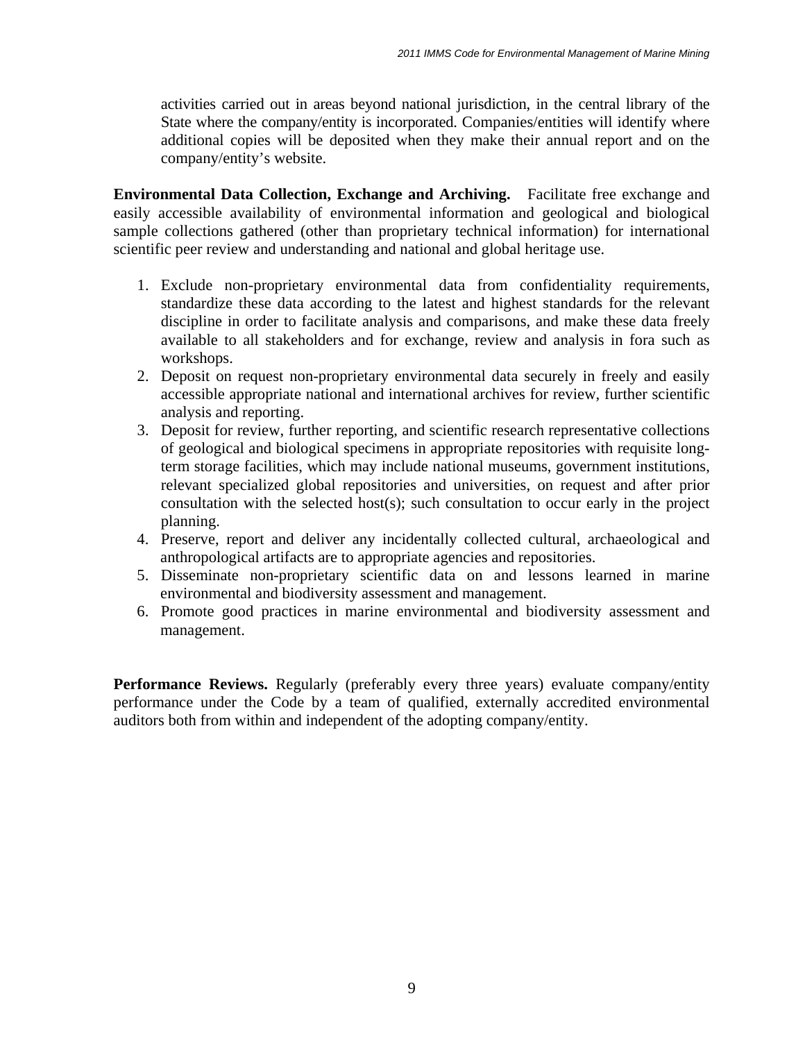activities carried out in areas beyond national jurisdiction, in the central library of the State where the company/entity is incorporated. Companies/entities will identify where additional copies will be deposited when they make their annual report and on the company/entity's website.

**Environmental Data Collection, Exchange and Archiving.** Facilitate free exchange and easily accessible availability of environmental information and geological and biological sample collections gathered (other than proprietary technical information) for international scientific peer review and understanding and national and global heritage use.

1. Exclude non-proprietary environmental data from confidentiality requirements, standardize these data according to the latest and highest standards for the relevant discipline in order to facilitate analysis and comparisons, and make these data freely available to all stakeholders and for exchange, review and analysis in fora such as workshops.
2. Deposit on request non-proprietary environmental data securely in freely and easily accessible appropriate national and international archives for review, further scientific analysis and reporting.
3. Deposit for review, further reporting, and scientific research representative collections of geological and biological specimens in appropriate repositories with requisite long-term storage facilities, which may include national museums, government institutions, relevant specialized global repositories and universities, on request and after prior consultation with the selected host(s); such consultation to occur early in the project planning.
4. Preserve, report and deliver any incidentally collected cultural, archaeological and anthropological artifacts are to appropriate agencies and repositories.
5. Disseminate non-proprietary scientific data on and lessons learned in marine environmental and biodiversity assessment and management.
6. Promote good practices in marine environmental and biodiversity assessment and management.

**Performance Reviews.** Regularly (preferably every three years) evaluate company/entity performance under the Code by a team of qualified, externally accredited environmental auditors both from within and independent of the adopting company/entity.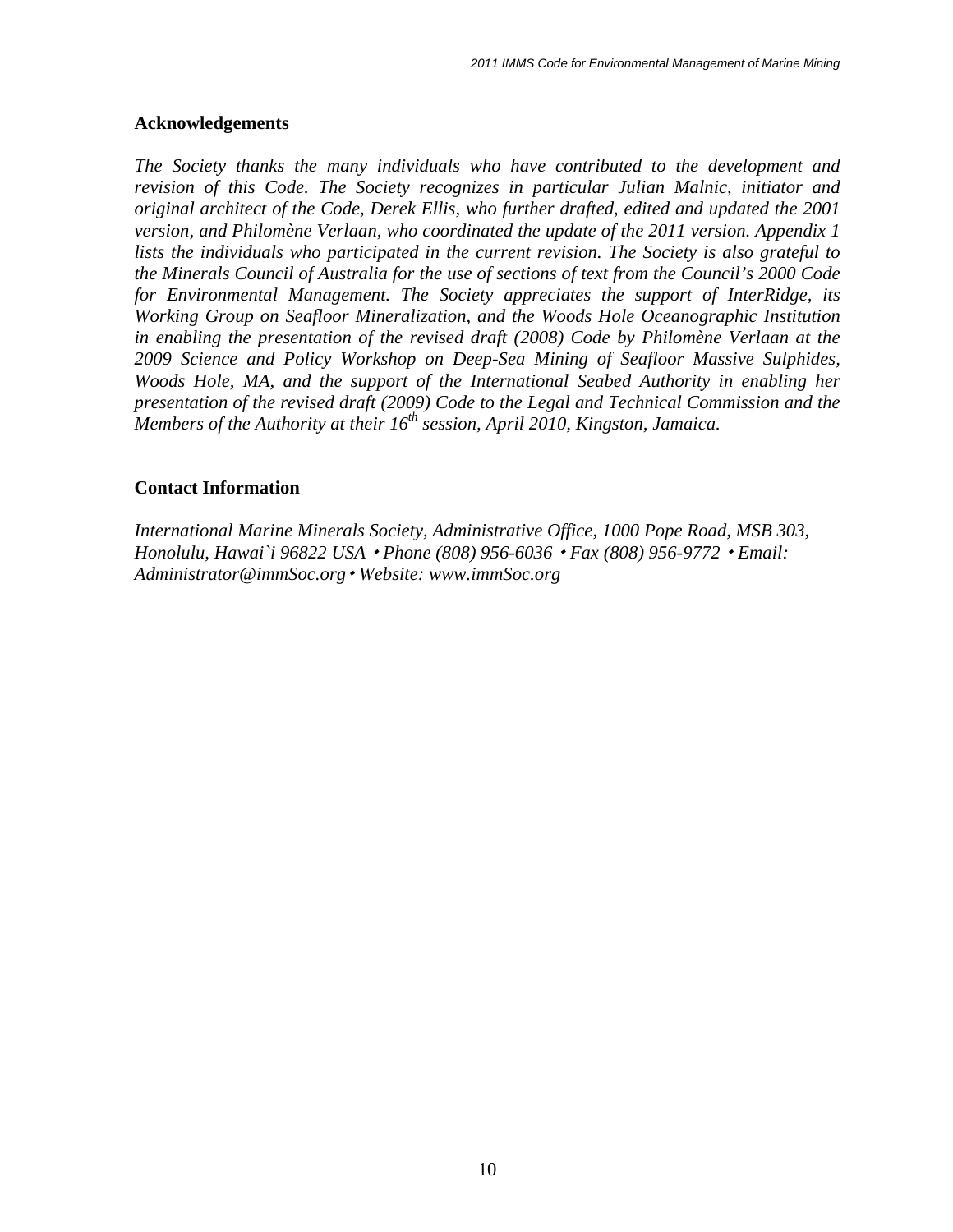## Acknowledgements

*The Society thanks the many individuals who have contributed to the development and revision of this Code. The Society recognizes in particular Julian Malnic, initiator and original architect of the Code, Derek Ellis, who further drafted, edited and updated the 2001 version, and Philomène Verlaan, who coordinated the update of the 2011 version. Appendix 1 lists the individuals who participated in the current revision. The Society is also grateful to the Minerals Council of Australia for the use of sections of text from the Council's 2000 Code for Environmental Management. The Society appreciates the support of InterRidge, its Working Group on Seafloor Mineralization, and the Woods Hole Oceanographic Institution in enabling the presentation of the revised draft (2008) Code by Philomène Verlaan at the 2009 Science and Policy Workshop on Deep-Sea Mining of Seafloor Massive Sulphides, Woods Hole, MA, and the support of the International Seabed Authority in enabling her presentation of the revised draft (2009) Code to the Legal and Technical Commission and the Members of the Authority at their 16th session, April 2010, Kingston, Jamaica.*

## Contact Information

*International Marine Minerals Society, Administrative Office, 1000 Pope Road, MSB 303, Honolulu, Hawai`i 96822 USA • Phone (808) 956-6036 • Fax (808) 956-9772 • Email: Administrator@immSoc.org • Website: www.immSoc.org*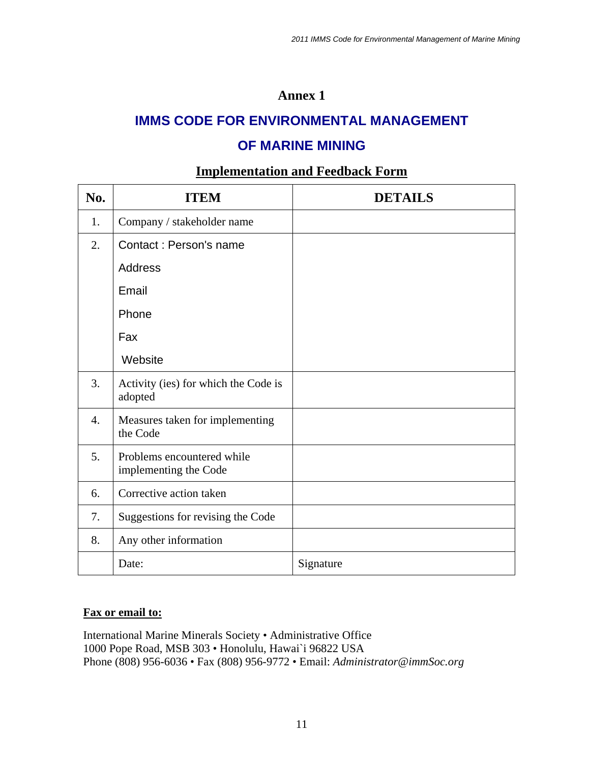# Annex 1

## IMMS CODE FOR ENVIRONMENTAL MANAGEMENT OF MARINE MINING

### Implementation and Feedback Form

| No. | ITEM | DETAILS |
|---|---|---|
| 1. | Company / stakeholder name | |
| 2. | Contact : Person's name<br>Address<br>Email<br>Phone<br>Fax<br>Website | |
| 3. | Activity (ies) for which the Code is adopted | |
| 4. | Measures taken for implementing the Code | |
| 5. | Problems encountered while implementing the Code | |
| 6. | Corrective action taken | |
| 7. | Suggestions for revising the Code | |
| 8. | Any other information | |
| | Date: | Signature |

**Fax or email to:**

International Marine Minerals Society • Administrative Office
1000 Pope Road, MSB 303 • Honolulu, Hawai`i 96822 USA
Phone (808) 956-6036 • Fax (808) 956-9772 • Email: *Administrator@immSoc.org*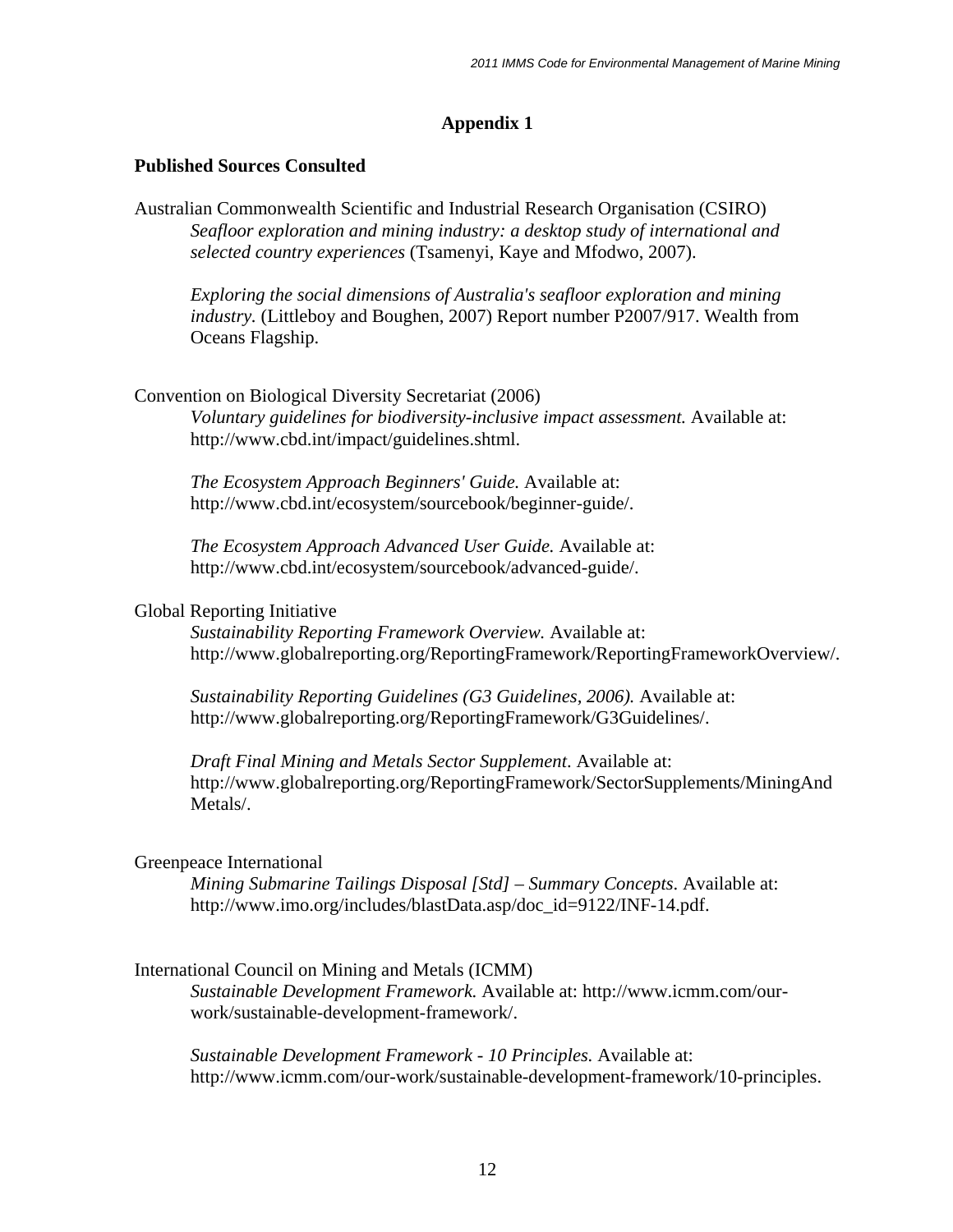# Appendix 1

## Published Sources Consulted

Australian Commonwealth Scientific and Industrial Research Organisation (CSIRO)

*Seafloor exploration and mining industry: a desktop study of international and selected country experiences* (Tsamenyi, Kaye and Mfodwo, 2007).

*Exploring the social dimensions of Australia's seafloor exploration and mining industry.* (Littleboy and Boughen, 2007) Report number P2007/917. Wealth from Oceans Flagship.

Convention on Biological Diversity Secretariat (2006)

*Voluntary guidelines for biodiversity-inclusive impact assessment.* Available at: http://www.cbd.int/impact/guidelines.shtml.

*The Ecosystem Approach Beginners' Guide.* Available at: http://www.cbd.int/ecosystem/sourcebook/beginner-guide/.

*The Ecosystem Approach Advanced User Guide.* Available at: http://www.cbd.int/ecosystem/sourcebook/advanced-guide/.

Global Reporting Initiative

*Sustainability Reporting Framework Overview.* Available at: http://www.globalreporting.org/ReportingFramework/ReportingFrameworkOverview/.

*Sustainability Reporting Guidelines (G3 Guidelines, 2006).* Available at: http://www.globalreporting.org/ReportingFramework/G3Guidelines/.

*Draft Final Mining and Metals Sector Supplement*. Available at: http://www.globalreporting.org/ReportingFramework/SectorSupplements/MiningAndMetals/.

Greenpeace International

*Mining Submarine Tailings Disposal [Std] – Summary Concepts*. Available at: http://www.imo.org/includes/blastData.asp/doc_id=9122/INF-14.pdf.

International Council on Mining and Metals (ICMM)

*Sustainable Development Framework.* Available at: http://www.icmm.com/our-work/sustainable-development-framework/.

*Sustainable Development Framework - 10 Principles.* Available at: http://www.icmm.com/our-work/sustainable-development-framework/10-principles.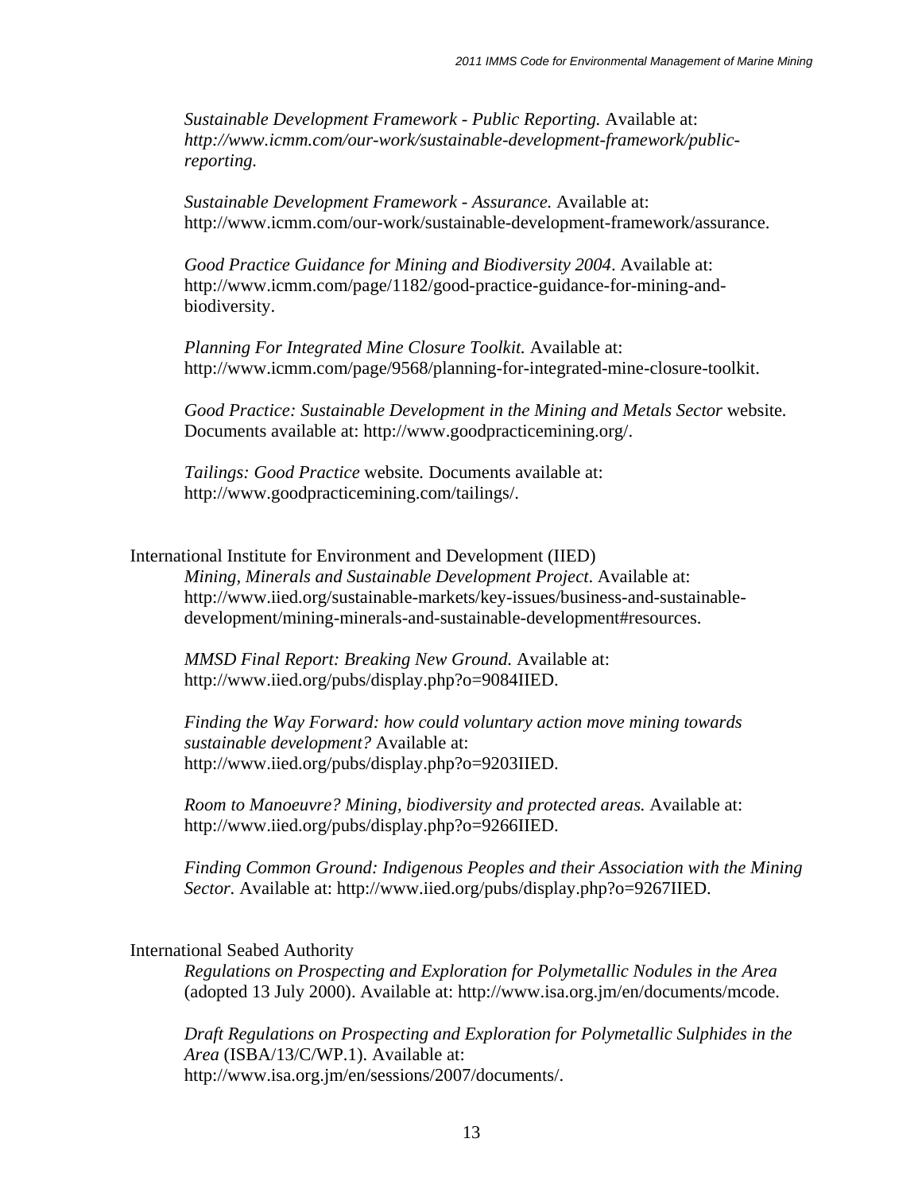*Sustainable Development Framework - Public Reporting.* Available at: *http://www.icmm.com/our-work/sustainable-development-framework/public-reporting.*

*Sustainable Development Framework - Assurance.* Available at: http://www.icmm.com/our-work/sustainable-development-framework/assurance.

*Good Practice Guidance for Mining and Biodiversity 2004*. Available at: http://www.icmm.com/page/1182/good-practice-guidance-for-mining-and-biodiversity.

*Planning For Integrated Mine Closure Toolkit.* Available at: http://www.icmm.com/page/9568/planning-for-integrated-mine-closure-toolkit.

*Good Practice: Sustainable Development in the Mining and Metals Sector* website. Documents available at: http://www.goodpracticemining.org/.

*Tailings: Good Practice* website. Documents available at: http://www.goodpracticemining.com/tailings/.

International Institute for Environment and Development (IIED)

*Mining, Minerals and Sustainable Development Project*. Available at: http://www.iied.org/sustainable-markets/key-issues/business-and-sustainable-development/mining-minerals-and-sustainable-development#resources.

*MMSD Final Report: Breaking New Ground.* Available at: http://www.iied.org/pubs/display.php?o=9084IIED.

*Finding the Way Forward: how could voluntary action move mining towards sustainable development?* Available at: http://www.iied.org/pubs/display.php?o=9203IIED.

*Room to Manoeuvre? Mining, biodiversity and protected areas.* Available at: http://www.iied.org/pubs/display.php?o=9266IIED.

*Finding Common Ground: Indigenous Peoples and their Association with the Mining Sector.* Available at: http://www.iied.org/pubs/display.php?o=9267IIED.

International Seabed Authority

*Regulations on Prospecting and Exploration for Polymetallic Nodules in the Area* (adopted 13 July 2000). Available at: http://www.isa.org.jm/en/documents/mcode.

*Draft Regulations on Prospecting and Exploration for Polymetallic Sulphides in the Area* (ISBA/13/C/WP.1). Available at: http://www.isa.org.jm/en/sessions/2007/documents/.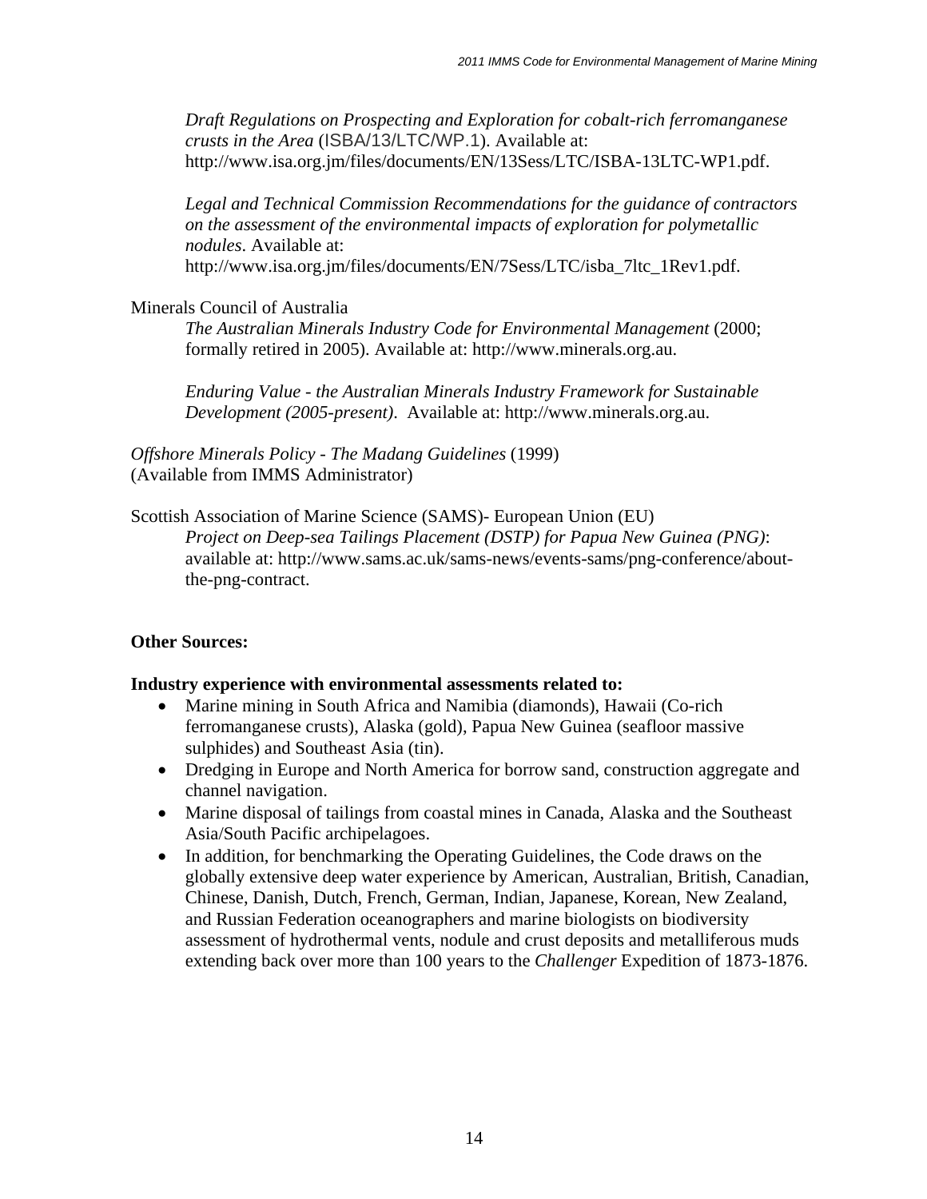*Draft Regulations on Prospecting and Exploration for cobalt-rich ferromanganese crusts in the Area* (ISBA/13/LTC/WP.1). Available at: http://www.isa.org.jm/files/documents/EN/13Sess/LTC/ISBA-13LTC-WP1.pdf.

*Legal and Technical Commission Recommendations for the guidance of contractors on the assessment of the environmental impacts of exploration for polymetallic nodules*. Available at: http://www.isa.org.jm/files/documents/EN/7Sess/LTC/isba_7ltc_1Rev1.pdf.

Minerals Council of Australia

*The Australian Minerals Industry Code for Environmental Management* (2000; formally retired in 2005). Available at: http://www.minerals.org.au.

*Enduring Value - the Australian Minerals Industry Framework for Sustainable Development (2005-present)*. Available at: http://www.minerals.org.au.

*Offshore Minerals Policy - The Madang Guidelines* (1999)
(Available from IMMS Administrator)

Scottish Association of Marine Science (SAMS)- European Union (EU)

*Project on Deep-sea Tailings Placement (DSTP) for Papua New Guinea (PNG)*: available at: http://www.sams.ac.uk/sams-news/events-sams/png-conference/about-the-png-contract.

**Other Sources:**

**Industry experience with environmental assessments related to:**

- Marine mining in South Africa and Namibia (diamonds), Hawaii (Co-rich ferromanganese crusts), Alaska (gold), Papua New Guinea (seafloor massive sulphides) and Southeast Asia (tin).
- Dredging in Europe and North America for borrow sand, construction aggregate and channel navigation.
- Marine disposal of tailings from coastal mines in Canada, Alaska and the Southeast Asia/South Pacific archipelagoes.
- In addition, for benchmarking the Operating Guidelines, the Code draws on the globally extensive deep water experience by American, Australian, British, Canadian, Chinese, Danish, Dutch, French, German, Indian, Japanese, Korean, New Zealand, and Russian Federation oceanographers and marine biologists on biodiversity assessment of hydrothermal vents, nodule and crust deposits and metalliferous muds extending back over more than 100 years to the *Challenger* Expedition of 1873-1876.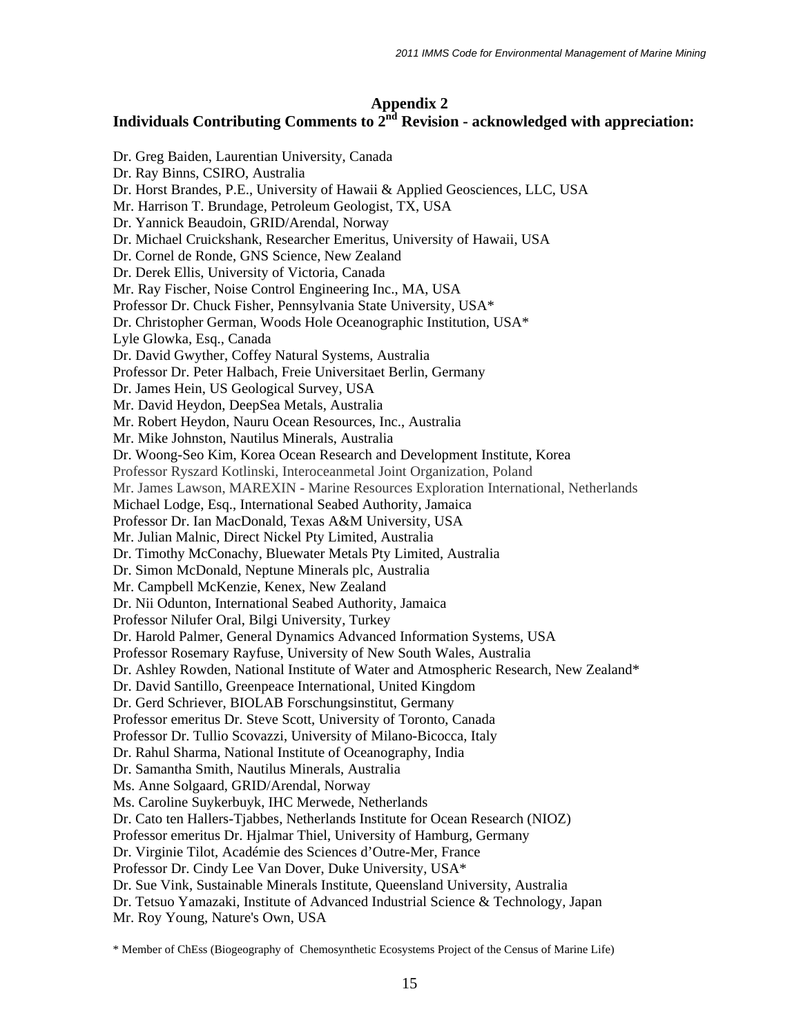# Appendix 2

## Individuals Contributing Comments to 2nd Revision - acknowledged with appreciation:

Dr. Greg Baiden, Laurentian University, Canada
Dr. Ray Binns, CSIRO, Australia
Dr. Horst Brandes, P.E., University of Hawaii & Applied Geosciences, LLC, USA
Mr. Harrison T. Brundage, Petroleum Geologist, TX, USA
Dr. Yannick Beaudoin, GRID/Arendal, Norway
Dr. Michael Cruickshank, Researcher Emeritus, University of Hawaii, USA
Dr. Cornel de Ronde, GNS Science, New Zealand
Dr. Derek Ellis, University of Victoria, Canada
Mr. Ray Fischer, Noise Control Engineering Inc., MA, USA
Professor Dr. Chuck Fisher, Pennsylvania State University, USA*
Dr. Christopher German, Woods Hole Oceanographic Institution, USA*
Lyle Glowka, Esq., Canada
Dr. David Gwyther, Coffey Natural Systems, Australia
Professor Dr. Peter Halbach, Freie Universitaet Berlin, Germany
Dr. James Hein, US Geological Survey, USA
Mr. David Heydon, DeepSea Metals, Australia
Mr. Robert Heydon, Nauru Ocean Resources, Inc., Australia
Mr. Mike Johnston, Nautilus Minerals, Australia
Dr. Woong-Seo Kim, Korea Ocean Research and Development Institute, Korea
Professor Ryszard Kotlinski, Interoceanmetal Joint Organization, Poland
Mr. James Lawson, MAREXIN - Marine Resources Exploration International, Netherlands
Michael Lodge, Esq., International Seabed Authority, Jamaica
Professor Dr. Ian MacDonald, Texas A&M University, USA
Mr. Julian Malnic, Direct Nickel Pty Limited, Australia
Dr. Timothy McConachy, Bluewater Metals Pty Limited, Australia
Dr. Simon McDonald, Neptune Minerals plc, Australia
Mr. Campbell McKenzie, Kenex, New Zealand
Dr. Nii Odunton, International Seabed Authority, Jamaica
Professor Nilufer Oral, Bilgi University, Turkey
Dr. Harold Palmer, General Dynamics Advanced Information Systems, USA
Professor Rosemary Rayfuse, University of New South Wales, Australia
Dr. Ashley Rowden, National Institute of Water and Atmospheric Research, New Zealand*
Dr. David Santillo, Greenpeace International, United Kingdom
Dr. Gerd Schriever, BIOLAB Forschungsinstitut, Germany
Professor emeritus Dr. Steve Scott, University of Toronto, Canada
Professor Dr. Tullio Scovazzi, University of Milano-Bicocca, Italy
Dr. Rahul Sharma, National Institute of Oceanography, India
Dr. Samantha Smith, Nautilus Minerals, Australia
Ms. Anne Solgaard, GRID/Arendal, Norway
Ms. Caroline Suykerbuyk, IHC Merwede, Netherlands
Dr. Cato ten Hallers-Tjabbes, Netherlands Institute for Ocean Research (NIOZ)
Professor emeritus Dr. Hjalmar Thiel, University of Hamburg, Germany
Dr. Virginie Tilot, Académie des Sciences d'Outre-Mer, France
Professor Dr. Cindy Lee Van Dover, Duke University, USA*
Dr. Sue Vink, Sustainable Minerals Institute, Queensland University, Australia
Dr. Tetsuo Yamazaki, Institute of Advanced Industrial Science & Technology, Japan
Mr. Roy Young, Nature's Own, USA

\* Member of ChEss (Biogeography of Chemosynthetic Ecosystems Project of the Census of Marine Life)